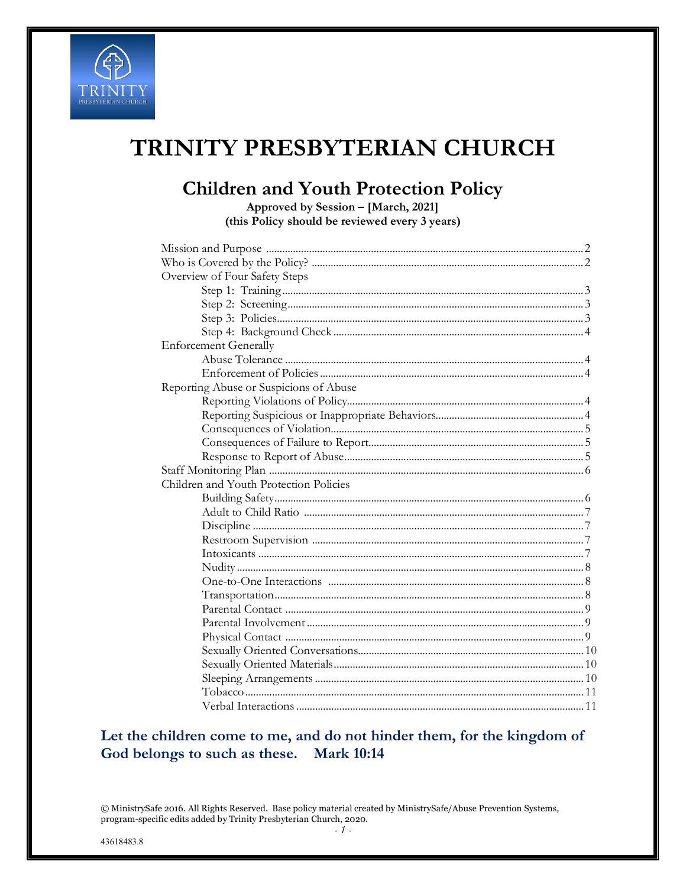# TRINITY PRESBYTERIAN CHURCH

## Children and Youth Protection Policy

**Approved by Session – [March, 2021]**
**(this Policy should be reviewed every 3 years)**

| | |
|---|---|
| Mission and Purpose | 2 |
| Who is Covered by the Policy? | 2 |
| Overview of Four Safety Steps | |
| &nbsp;&nbsp;&nbsp;&nbsp;Step 1: Training | 3 |
| &nbsp;&nbsp;&nbsp;&nbsp;Step 2: Screening | 3 |
| &nbsp;&nbsp;&nbsp;&nbsp;Step 3: Policies | 3 |
| &nbsp;&nbsp;&nbsp;&nbsp;Step 4: Background Check | 4 |
| Enforcement Generally | |
| &nbsp;&nbsp;&nbsp;&nbsp;Abuse Tolerance | 4 |
| &nbsp;&nbsp;&nbsp;&nbsp;Enforcement of Policies | 4 |
| Reporting Abuse or Suspicions of Abuse | |
| &nbsp;&nbsp;&nbsp;&nbsp;Reporting Violations of Policy | 4 |
| &nbsp;&nbsp;&nbsp;&nbsp;Reporting Suspicious or Inappropriate Behaviors | 4 |
| &nbsp;&nbsp;&nbsp;&nbsp;Consequences of Violation | 5 |
| &nbsp;&nbsp;&nbsp;&nbsp;Consequences of Failure to Report | 5 |
| &nbsp;&nbsp;&nbsp;&nbsp;Response to Report of Abuse | 5 |
| Staff Monitoring Plan | 6 |
| Children and Youth Protection Policies | |
| &nbsp;&nbsp;&nbsp;&nbsp;Building Safety | 6 |
| &nbsp;&nbsp;&nbsp;&nbsp;Adult to Child Ratio | 7 |
| &nbsp;&nbsp;&nbsp;&nbsp;Discipline | 7 |
| &nbsp;&nbsp;&nbsp;&nbsp;Restroom Supervision | 7 |
| &nbsp;&nbsp;&nbsp;&nbsp;Intoxicants | 7 |
| &nbsp;&nbsp;&nbsp;&nbsp;Nudity | 8 |
| &nbsp;&nbsp;&nbsp;&nbsp;One-to-One Interactions | 8 |
| &nbsp;&nbsp;&nbsp;&nbsp;Transportation | 8 |
| &nbsp;&nbsp;&nbsp;&nbsp;Parental Contact | 9 |
| &nbsp;&nbsp;&nbsp;&nbsp;Parental Involvement | 9 |
| &nbsp;&nbsp;&nbsp;&nbsp;Physical Contact | 9 |
| &nbsp;&nbsp;&nbsp;&nbsp;Sexually Oriented Conversations | 10 |
| &nbsp;&nbsp;&nbsp;&nbsp;Sexually Oriented Materials | 10 |
| &nbsp;&nbsp;&nbsp;&nbsp;Sleeping Arrangements | 10 |
| &nbsp;&nbsp;&nbsp;&nbsp;Tobacco | 11 |
| &nbsp;&nbsp;&nbsp;&nbsp;Verbal Interactions | 11 |

**Let the children come to me, and do not hinder them, for the kingdom of God belongs to such as these. Mark 10:14**

© MinistrySafe 2016. All Rights Reserved. Base policy material created by MinistrySafe/Abuse Prevention Systems, program-specific edits added by Trinity Presbyterian Church, 2020.

43618483.8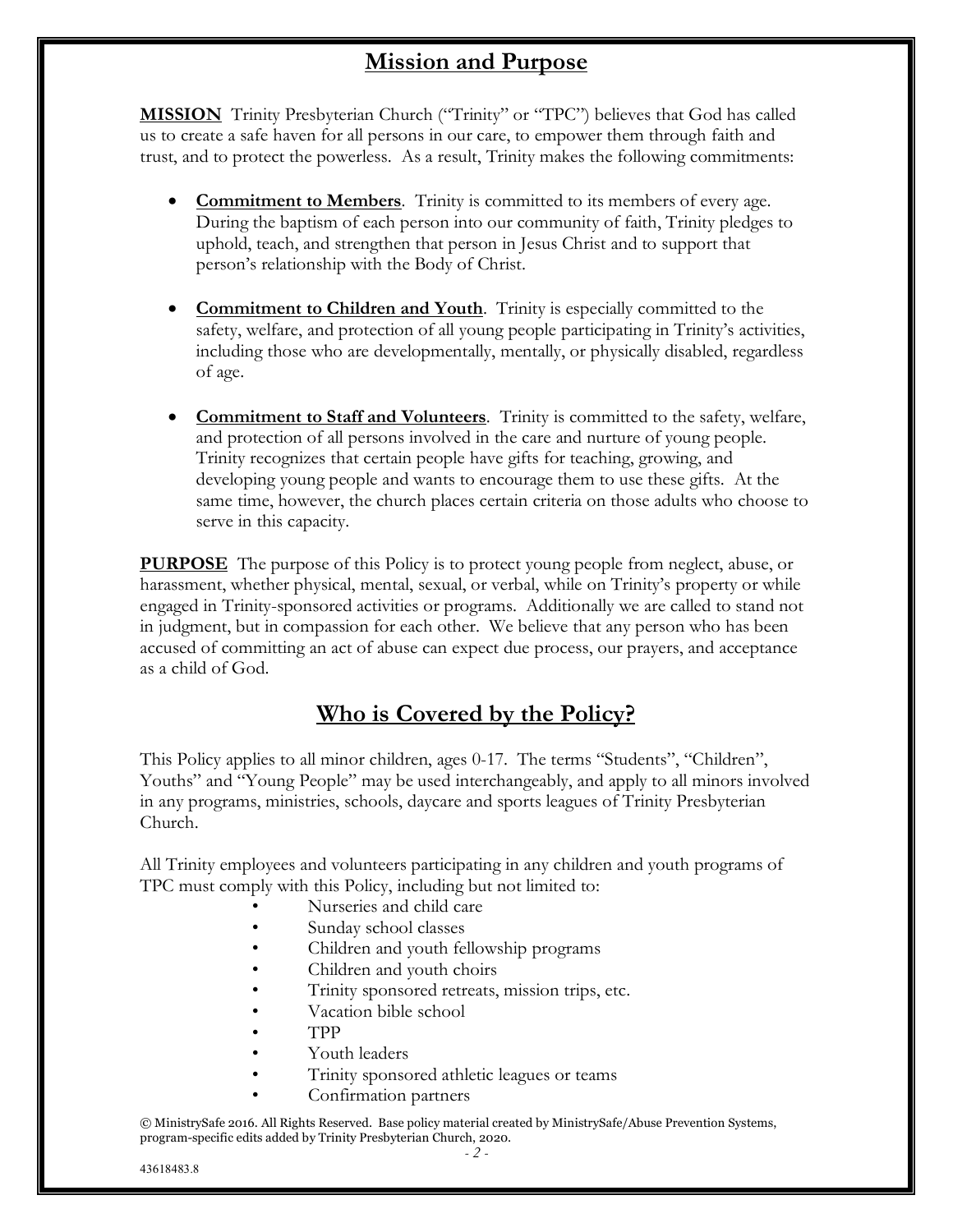## Mission and Purpose

**MISSION** Trinity Presbyterian Church ("Trinity" or "TPC") believes that God has called us to create a safe haven for all persons in our care, to empower them through faith and trust, and to protect the powerless. As a result, Trinity makes the following commitments:

- **Commitment to Members**. Trinity is committed to its members of every age. During the baptism of each person into our community of faith, Trinity pledges to uphold, teach, and strengthen that person in Jesus Christ and to support that person's relationship with the Body of Christ.
- **Commitment to Children and Youth**. Trinity is especially committed to the safety, welfare, and protection of all young people participating in Trinity's activities, including those who are developmentally, mentally, or physically disabled, regardless of age.
- **Commitment to Staff and Volunteers**. Trinity is committed to the safety, welfare, and protection of all persons involved in the care and nurture of young people. Trinity recognizes that certain people have gifts for teaching, growing, and developing young people and wants to encourage them to use these gifts. At the same time, however, the church places certain criteria on those adults who choose to serve in this capacity.

**PURPOSE** The purpose of this Policy is to protect young people from neglect, abuse, or harassment, whether physical, mental, sexual, or verbal, while on Trinity's property or while engaged in Trinity-sponsored activities or programs. Additionally we are called to stand not in judgment, but in compassion for each other. We believe that any person who has been accused of committing an act of abuse can expect due process, our prayers, and acceptance as a child of God.

## Who is Covered by the Policy?

This Policy applies to all minor children, ages 0-17. The terms "Students", "Children", Youths" and "Young People" may be used interchangeably, and apply to all minors involved in any programs, ministries, schools, daycare and sports leagues of Trinity Presbyterian Church.

All Trinity employees and volunteers participating in any children and youth programs of TPC must comply with this Policy, including but not limited to:

- Nurseries and child care
- Sunday school classes
- Children and youth fellowship programs
- Children and youth choirs
- Trinity sponsored retreats, mission trips, etc.
- Vacation bible school
- TPP
- Youth leaders
- Trinity sponsored athletic leagues or teams
- Confirmation partners

© MinistrySafe 2016. All Rights Reserved. Base policy material created by MinistrySafe/Abuse Prevention Systems, program-specific edits added by Trinity Presbyterian Church, 2020.

43618483.8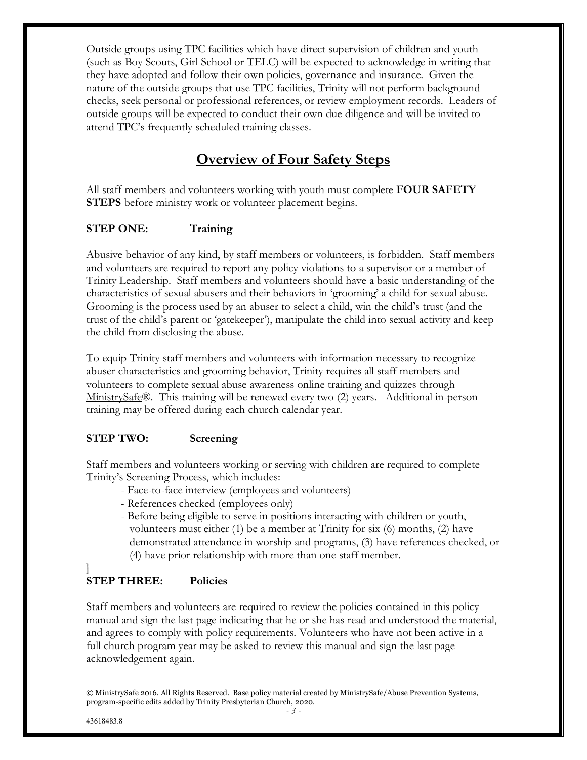Outside groups using TPC facilities which have direct supervision of children and youth (such as Boy Scouts, Girl School or TELC) will be expected to acknowledge in writing that they have adopted and follow their own policies, governance and insurance. Given the nature of the outside groups that use TPC facilities, Trinity will not perform background checks, seek personal or professional references, or review employment records. Leaders of outside groups will be expected to conduct their own due diligence and will be invited to attend TPC's frequently scheduled training classes.

## Overview of Four Safety Steps

All staff members and volunteers working with youth must complete **FOUR SAFETY STEPS** before ministry work or volunteer placement begins.

### STEP ONE: Training

Abusive behavior of any kind, by staff members or volunteers, is forbidden. Staff members and volunteers are required to report any policy violations to a supervisor or a member of Trinity Leadership. Staff members and volunteers should have a basic understanding of the characteristics of sexual abusers and their behaviors in 'grooming' a child for sexual abuse. Grooming is the process used by an abuser to select a child, win the child's trust (and the trust of the child's parent or 'gatekeeper'), manipulate the child into sexual activity and keep the child from disclosing the abuse.

To equip Trinity staff members and volunteers with information necessary to recognize abuser characteristics and grooming behavior, Trinity requires all staff members and volunteers to complete sexual abuse awareness online training and quizzes through MinistrySafe®. This training will be renewed every two (2) years. Additional in-person training may be offered during each church calendar year.

### STEP TWO: Screening

Staff members and volunteers working or serving with children are required to complete Trinity's Screening Process, which includes:

- Face-to-face interview (employees and volunteers)
- References checked (employees only)
- Before being eligible to serve in positions interacting with children or youth, volunteers must either (1) be a member at Trinity for six (6) months, (2) have demonstrated attendance in worship and programs, (3) have references checked, or (4) have prior relationship with more than one staff member.

]
### STEP THREE: Policies

Staff members and volunteers are required to review the policies contained in this policy manual and sign the last page indicating that he or she has read and understood the material, and agrees to comply with policy requirements. Volunteers who have not been active in a full church program year may be asked to review this manual and sign the last page acknowledgement again.

© MinistrySafe 2016. All Rights Reserved. Base policy material created by MinistrySafe/Abuse Prevention Systems, program-specific edits added by Trinity Presbyterian Church, 2020.

43618483.8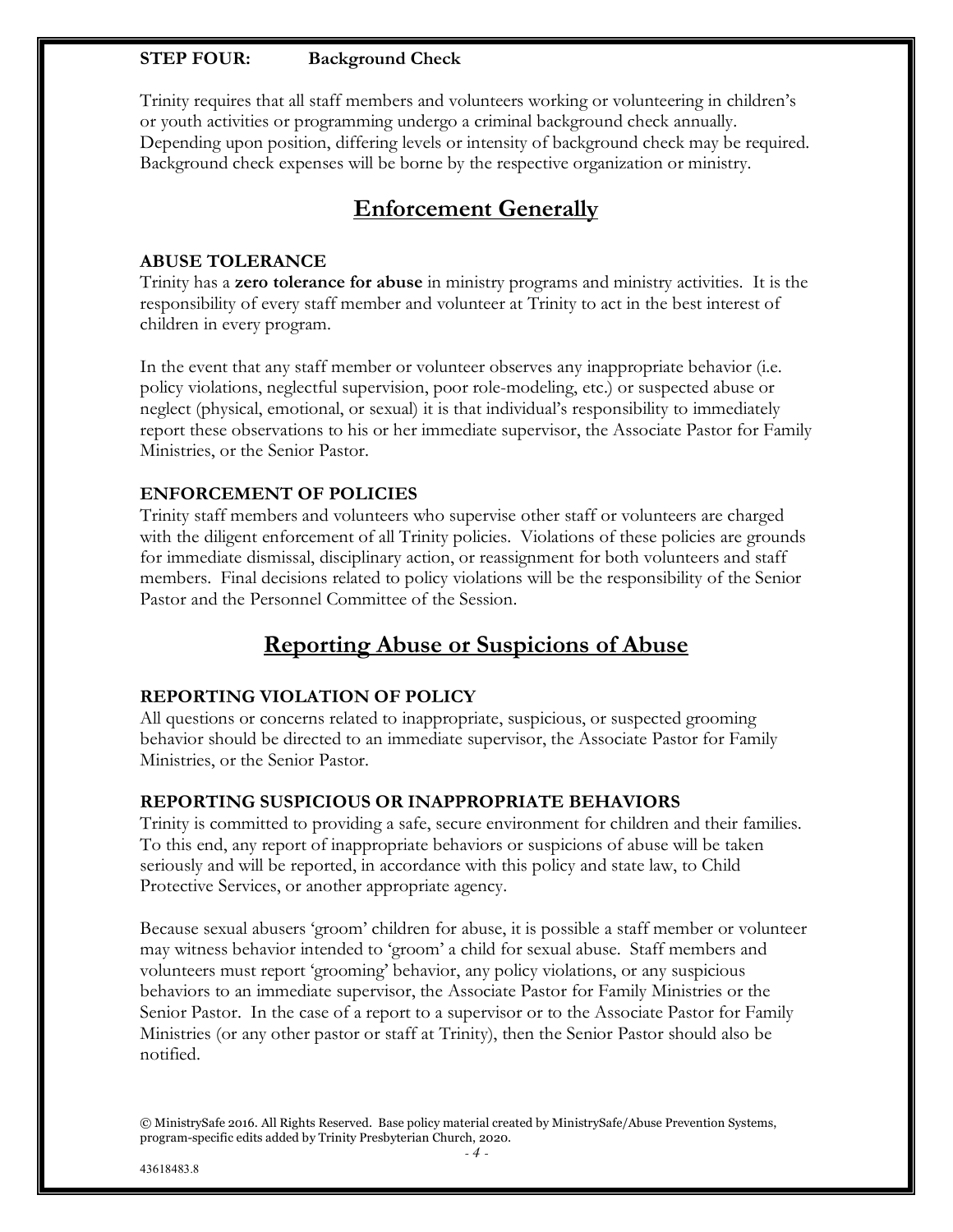**STEP FOUR: Background Check**

Trinity requires that all staff members and volunteers working or volunteering in children's or youth activities or programming undergo a criminal background check annually. Depending upon position, differing levels or intensity of background check may be required. Background check expenses will be borne by the respective organization or ministry.

## Enforcement Generally

### ABUSE TOLERANCE

Trinity has a **zero tolerance for abuse** in ministry programs and ministry activities. It is the responsibility of every staff member and volunteer at Trinity to act in the best interest of children in every program.

In the event that any staff member or volunteer observes any inappropriate behavior (i.e. policy violations, neglectful supervision, poor role-modeling, etc.) or suspected abuse or neglect (physical, emotional, or sexual) it is that individual's responsibility to immediately report these observations to his or her immediate supervisor, the Associate Pastor for Family Ministries, or the Senior Pastor.

### ENFORCEMENT OF POLICIES

Trinity staff members and volunteers who supervise other staff or volunteers are charged with the diligent enforcement of all Trinity policies. Violations of these policies are grounds for immediate dismissal, disciplinary action, or reassignment for both volunteers and staff members. Final decisions related to policy violations will be the responsibility of the Senior Pastor and the Personnel Committee of the Session.

## Reporting Abuse or Suspicions of Abuse

### REPORTING VIOLATION OF POLICY

All questions or concerns related to inappropriate, suspicious, or suspected grooming behavior should be directed to an immediate supervisor, the Associate Pastor for Family Ministries, or the Senior Pastor.

### REPORTING SUSPICIOUS OR INAPPROPRIATE BEHAVIORS

Trinity is committed to providing a safe, secure environment for children and their families. To this end, any report of inappropriate behaviors or suspicions of abuse will be taken seriously and will be reported, in accordance with this policy and state law, to Child Protective Services, or another appropriate agency.

Because sexual abusers 'groom' children for abuse, it is possible a staff member or volunteer may witness behavior intended to 'groom' a child for sexual abuse. Staff members and volunteers must report 'grooming' behavior, any policy violations, or any suspicious behaviors to an immediate supervisor, the Associate Pastor for Family Ministries or the Senior Pastor. In the case of a report to a supervisor or to the Associate Pastor for Family Ministries (or any other pastor or staff at Trinity), then the Senior Pastor should also be notified.

© MinistrySafe 2016. All Rights Reserved. Base policy material created by MinistrySafe/Abuse Prevention Systems, program-specific edits added by Trinity Presbyterian Church, 2020.

43618483.8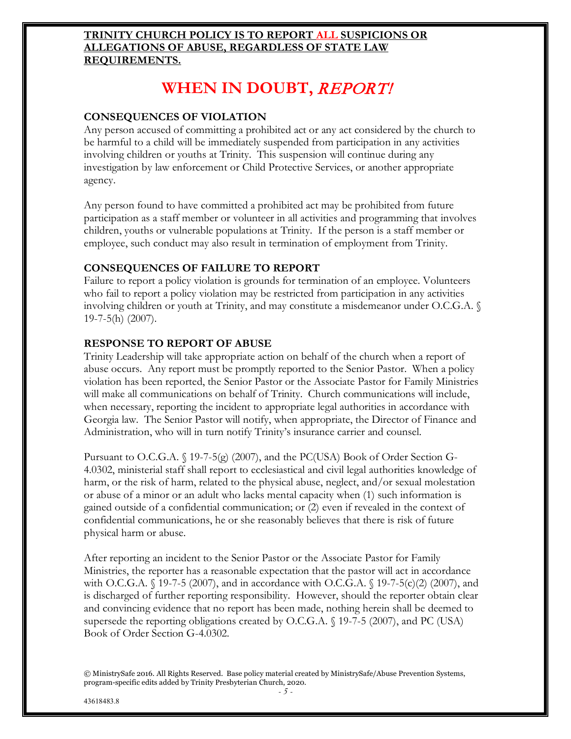**TRINITY CHURCH POLICY IS TO REPORT ALL SUSPICIONS OR ALLEGATIONS OF ABUSE, REGARDLESS OF STATE LAW REQUIREMENTS.**

# WHEN IN DOUBT, *REPORT!*

## CONSEQUENCES OF VIOLATION

Any person accused of committing a prohibited act or any act considered by the church to be harmful to a child will be immediately suspended from participation in any activities involving children or youths at Trinity. This suspension will continue during any investigation by law enforcement or Child Protective Services, or another appropriate agency.

Any person found to have committed a prohibited act may be prohibited from future participation as a staff member or volunteer in all activities and programming that involves children, youths or vulnerable populations at Trinity. If the person is a staff member or employee, such conduct may also result in termination of employment from Trinity.

## CONSEQUENCES OF FAILURE TO REPORT

Failure to report a policy violation is grounds for termination of an employee. Volunteers who fail to report a policy violation may be restricted from participation in any activities involving children or youth at Trinity, and may constitute a misdemeanor under O.C.G.A. § 19-7-5(h) (2007).

## RESPONSE TO REPORT OF ABUSE

Trinity Leadership will take appropriate action on behalf of the church when a report of abuse occurs. Any report must be promptly reported to the Senior Pastor. When a policy violation has been reported, the Senior Pastor or the Associate Pastor for Family Ministries will make all communications on behalf of Trinity. Church communications will include, when necessary, reporting the incident to appropriate legal authorities in accordance with Georgia law. The Senior Pastor will notify, when appropriate, the Director of Finance and Administration, who will in turn notify Trinity's insurance carrier and counsel.

Pursuant to O.C.G.A. § 19-7-5(g) (2007), and the PC(USA) Book of Order Section G-4.0302, ministerial staff shall report to ecclesiastical and civil legal authorities knowledge of harm, or the risk of harm, related to the physical abuse, neglect, and/or sexual molestation or abuse of a minor or an adult who lacks mental capacity when (1) such information is gained outside of a confidential communication; or (2) even if revealed in the context of confidential communications, he or she reasonably believes that there is risk of future physical harm or abuse.

After reporting an incident to the Senior Pastor or the Associate Pastor for Family Ministries, the reporter has a reasonable expectation that the pastor will act in accordance with O.C.G.A. § 19-7-5 (2007), and in accordance with O.C.G.A. § 19-7-5(c)(2) (2007), and is discharged of further reporting responsibility. However, should the reporter obtain clear and convincing evidence that no report has been made, nothing herein shall be deemed to supersede the reporting obligations created by O.C.G.A. § 19-7-5 (2007), and PC (USA) Book of Order Section G-4.0302.

© MinistrySafe 2016. All Rights Reserved. Base policy material created by MinistrySafe/Abuse Prevention Systems, program-specific edits added by Trinity Presbyterian Church, 2020.

43618483.8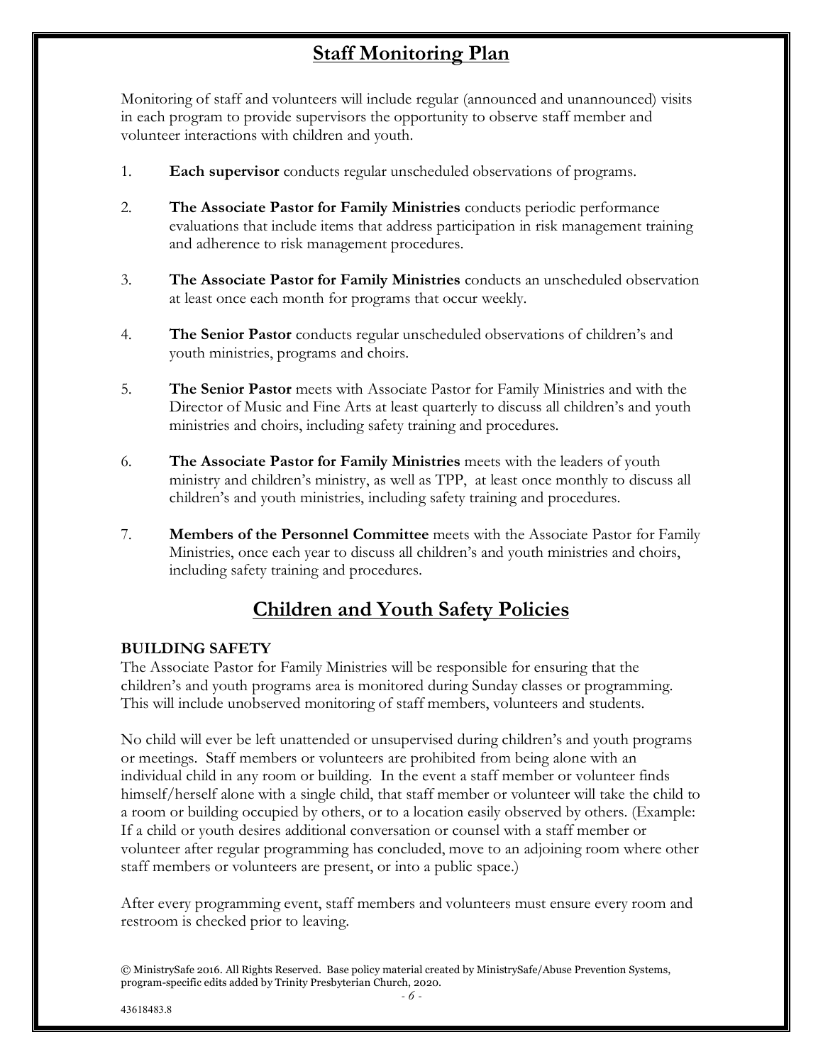# Staff Monitoring Plan

Monitoring of staff and volunteers will include regular (announced and unannounced) visits in each program to provide supervisors the opportunity to observe staff member and volunteer interactions with children and youth.

1. **Each supervisor** conducts regular unscheduled observations of programs.

2. **The Associate Pastor for Family Ministries** conducts periodic performance evaluations that include items that address participation in risk management training and adherence to risk management procedures.

3. **The Associate Pastor for Family Ministries** conducts an unscheduled observation at least once each month for programs that occur weekly.

4. **The Senior Pastor** conducts regular unscheduled observations of children's and youth ministries, programs and choirs.

5. **The Senior Pastor** meets with Associate Pastor for Family Ministries and with the Director of Music and Fine Arts at least quarterly to discuss all children's and youth ministries and choirs, including safety training and procedures.

6. **The Associate Pastor for Family Ministries** meets with the leaders of youth ministry and children's ministry, as well as TPP, at least once monthly to discuss all children's and youth ministries, including safety training and procedures.

7. **Members of the Personnel Committee** meets with the Associate Pastor for Family Ministries, once each year to discuss all children's and youth ministries and choirs, including safety training and procedures.

# Children and Youth Safety Policies

**BUILDING SAFETY**

The Associate Pastor for Family Ministries will be responsible for ensuring that the children's and youth programs area is monitored during Sunday classes or programming. This will include unobserved monitoring of staff members, volunteers and students.

No child will ever be left unattended or unsupervised during children's and youth programs or meetings. Staff members or volunteers are prohibited from being alone with an individual child in any room or building. In the event a staff member or volunteer finds himself/herself alone with a single child, that staff member or volunteer will take the child to a room or building occupied by others, or to a location easily observed by others. (Example: If a child or youth desires additional conversation or counsel with a staff member or volunteer after regular programming has concluded, move to an adjoining room where other staff members or volunteers are present, or into a public space.)

After every programming event, staff members and volunteers must ensure every room and restroom is checked prior to leaving.

© MinistrySafe 2016. All Rights Reserved. Base policy material created by MinistrySafe/Abuse Prevention Systems, program-specific edits added by Trinity Presbyterian Church, 2020.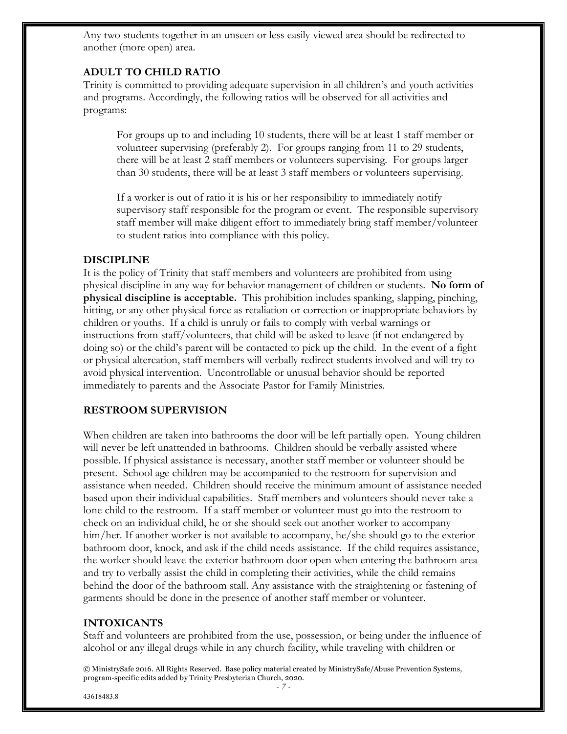Any two students together in an unseen or less easily viewed area should be redirected to another (more open) area.

## ADULT TO CHILD RATIO

Trinity is committed to providing adequate supervision in all children's and youth activities and programs. Accordingly, the following ratios will be observed for all activities and programs:

> For groups up to and including 10 students, there will be at least 1 staff member or volunteer supervising (preferably 2). For groups ranging from 11 to 29 students, there will be at least 2 staff members or volunteers supervising. For groups larger than 30 students, there will be at least 3 staff members or volunteers supervising.
>
> If a worker is out of ratio it is his or her responsibility to immediately notify supervisory staff responsible for the program or event. The responsible supervisory staff member will make diligent effort to immediately bring staff member/volunteer to student ratios into compliance with this policy.

## DISCIPLINE

It is the policy of Trinity that staff members and volunteers are prohibited from using physical discipline in any way for behavior management of children or students. **No form of physical discipline is acceptable.** This prohibition includes spanking, slapping, pinching, hitting, or any other physical force as retaliation or correction or inappropriate behaviors by children or youths. If a child is unruly or fails to comply with verbal warnings or instructions from staff/volunteers, that child will be asked to leave (if not endangered by doing so) or the child's parent will be contacted to pick up the child. In the event of a fight or physical altercation, staff members will verbally redirect students involved and will try to avoid physical intervention. Uncontrollable or unusual behavior should be reported immediately to parents and the Associate Pastor for Family Ministries.

## RESTROOM SUPERVISION

When children are taken into bathrooms the door will be left partially open. Young children will never be left unattended in bathrooms. Children should be verbally assisted where possible. If physical assistance is necessary, another staff member or volunteer should be present. School age children may be accompanied to the restroom for supervision and assistance when needed. Children should receive the minimum amount of assistance needed based upon their individual capabilities. Staff members and volunteers should never take a lone child to the restroom. If a staff member or volunteer must go into the restroom to check on an individual child, he or she should seek out another worker to accompany him/her. If another worker is not available to accompany, he/she should go to the exterior bathroom door, knock, and ask if the child needs assistance. If the child requires assistance, the worker should leave the exterior bathroom door open when entering the bathroom area and try to verbally assist the child in completing their activities, while the child remains behind the door of the bathroom stall. Any assistance with the straightening or fastening of garments should be done in the presence of another staff member or volunteer.

## INTOXICANTS

Staff and volunteers are prohibited from the use, possession, or being under the influence of alcohol or any illegal drugs while in any church facility, while traveling with children or

© MinistrySafe 2016. All Rights Reserved. Base policy material created by MinistrySafe/Abuse Prevention Systems, program-specific edits added by Trinity Presbyterian Church, 2020.

43618483.8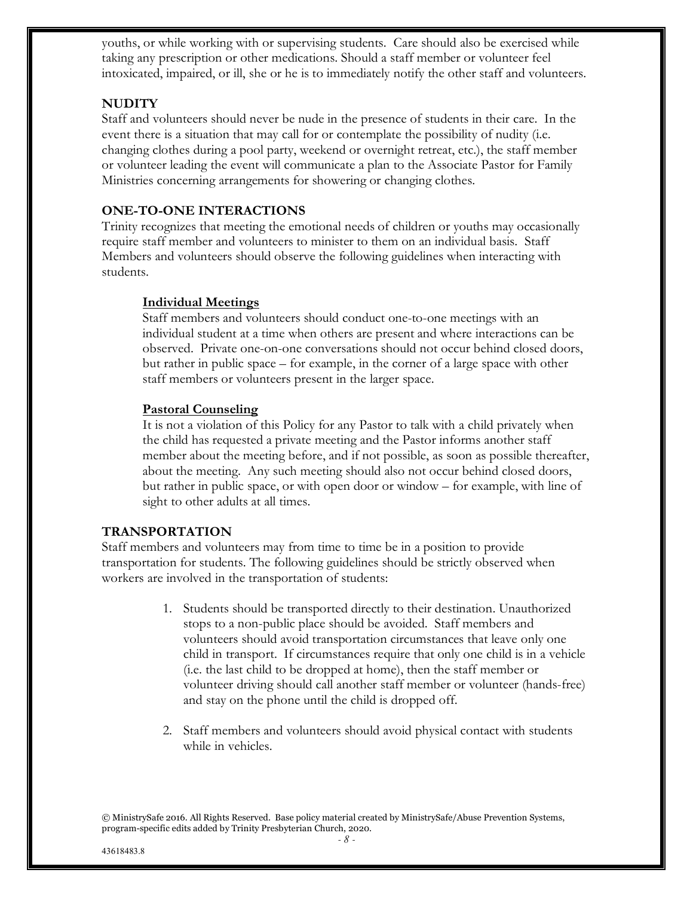youths, or while working with or supervising students. Care should also be exercised while taking any prescription or other medications. Should a staff member or volunteer feel intoxicated, impaired, or ill, she or he is to immediately notify the other staff and volunteers.

## NUDITY

Staff and volunteers should never be nude in the presence of students in their care. In the event there is a situation that may call for or contemplate the possibility of nudity (i.e. changing clothes during a pool party, weekend or overnight retreat, etc.), the staff member or volunteer leading the event will communicate a plan to the Associate Pastor for Family Ministries concerning arrangements for showering or changing clothes.

## ONE-TO-ONE INTERACTIONS

Trinity recognizes that meeting the emotional needs of children or youths may occasionally require staff member and volunteers to minister to them on an individual basis. Staff Members and volunteers should observe the following guidelines when interacting with students.

### Individual Meetings

Staff members and volunteers should conduct one-to-one meetings with an individual student at a time when others are present and where interactions can be observed. Private one-on-one conversations should not occur behind closed doors, but rather in public space – for example, in the corner of a large space with other staff members or volunteers present in the larger space.

### Pastoral Counseling

It is not a violation of this Policy for any Pastor to talk with a child privately when the child has requested a private meeting and the Pastor informs another staff member about the meeting before, and if not possible, as soon as possible thereafter, about the meeting. Any such meeting should also not occur behind closed doors, but rather in public space, or with open door or window – for example, with line of sight to other adults at all times.

## TRANSPORTATION

Staff members and volunteers may from time to time be in a position to provide transportation for students. The following guidelines should be strictly observed when workers are involved in the transportation of students:

1. Students should be transported directly to their destination. Unauthorized stops to a non-public place should be avoided. Staff members and volunteers should avoid transportation circumstances that leave only one child in transport. If circumstances require that only one child is in a vehicle (i.e. the last child to be dropped at home), then the staff member or volunteer driving should call another staff member or volunteer (hands-free) and stay on the phone until the child is dropped off.

2. Staff members and volunteers should avoid physical contact with students while in vehicles.

© MinistrySafe 2016. All Rights Reserved. Base policy material created by MinistrySafe/Abuse Prevention Systems, program-specific edits added by Trinity Presbyterian Church, 2020.

43618483.8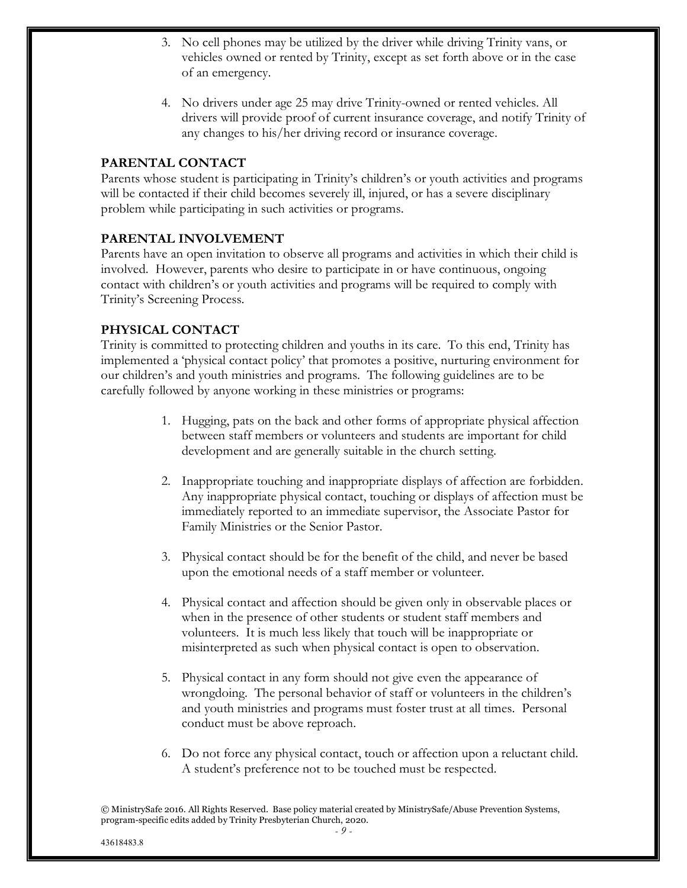3. No cell phones may be utilized by the driver while driving Trinity vans, or vehicles owned or rented by Trinity, except as set forth above or in the case of an emergency.

4. No drivers under age 25 may drive Trinity-owned or rented vehicles. All drivers will provide proof of current insurance coverage, and notify Trinity of any changes to his/her driving record or insurance coverage.

### PARENTAL CONTACT

Parents whose student is participating in Trinity's children's or youth activities and programs will be contacted if their child becomes severely ill, injured, or has a severe disciplinary problem while participating in such activities or programs.

### PARENTAL INVOLVEMENT

Parents have an open invitation to observe all programs and activities in which their child is involved. However, parents who desire to participate in or have continuous, ongoing contact with children's or youth activities and programs will be required to comply with Trinity's Screening Process.

### PHYSICAL CONTACT

Trinity is committed to protecting children and youths in its care. To this end, Trinity has implemented a 'physical contact policy' that promotes a positive, nurturing environment for our children's and youth ministries and programs. The following guidelines are to be carefully followed by anyone working in these ministries or programs:

1. Hugging, pats on the back and other forms of appropriate physical affection between staff members or volunteers and students are important for child development and are generally suitable in the church setting.

2. Inappropriate touching and inappropriate displays of affection are forbidden. Any inappropriate physical contact, touching or displays of affection must be immediately reported to an immediate supervisor, the Associate Pastor for Family Ministries or the Senior Pastor.

3. Physical contact should be for the benefit of the child, and never be based upon the emotional needs of a staff member or volunteer.

4. Physical contact and affection should be given only in observable places or when in the presence of other students or student staff members and volunteers. It is much less likely that touch will be inappropriate or misinterpreted as such when physical contact is open to observation.

5. Physical contact in any form should not give even the appearance of wrongdoing. The personal behavior of staff or volunteers in the children's and youth ministries and programs must foster trust at all times. Personal conduct must be above reproach.

6. Do not force any physical contact, touch or affection upon a reluctant child. A student's preference not to be touched must be respected.

© MinistrySafe 2016. All Rights Reserved. Base policy material created by MinistrySafe/Abuse Prevention Systems, program-specific edits added by Trinity Presbyterian Church, 2020.

43618483.8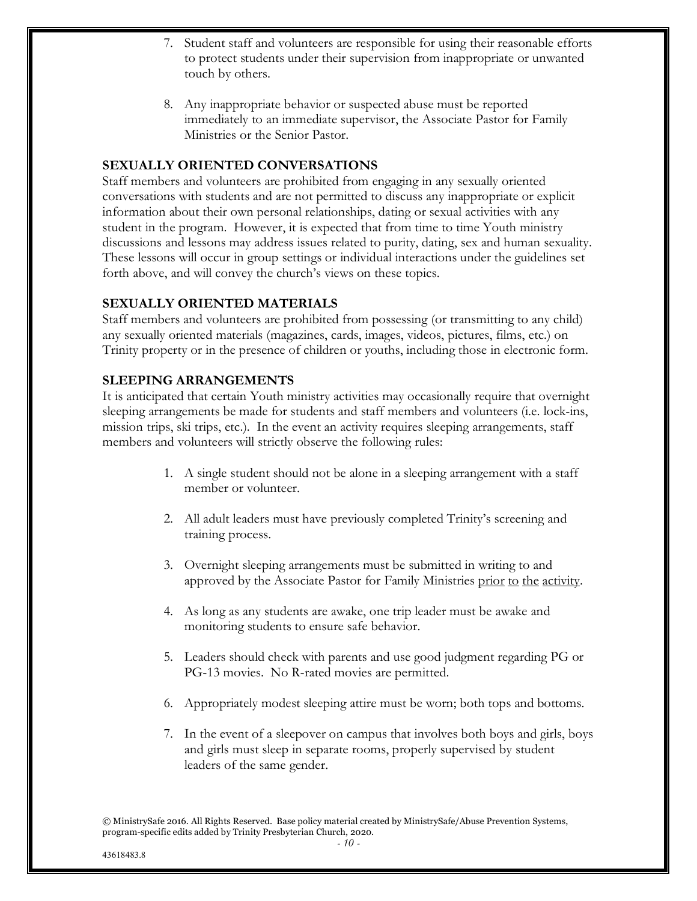7. Student staff and volunteers are responsible for using their reasonable efforts to protect students under their supervision from inappropriate or unwanted touch by others.

8. Any inappropriate behavior or suspected abuse must be reported immediately to an immediate supervisor, the Associate Pastor for Family Ministries or the Senior Pastor.

**SEXUALLY ORIENTED CONVERSATIONS**

Staff members and volunteers are prohibited from engaging in any sexually oriented conversations with students and are not permitted to discuss any inappropriate or explicit information about their own personal relationships, dating or sexual activities with any student in the program. However, it is expected that from time to time Youth ministry discussions and lessons may address issues related to purity, dating, sex and human sexuality. These lessons will occur in group settings or individual interactions under the guidelines set forth above, and will convey the church's views on these topics.

**SEXUALLY ORIENTED MATERIALS**

Staff members and volunteers are prohibited from possessing (or transmitting to any child) any sexually oriented materials (magazines, cards, images, videos, pictures, films, etc.) on Trinity property or in the presence of children or youths, including those in electronic form.

**SLEEPING ARRANGEMENTS**

It is anticipated that certain Youth ministry activities may occasionally require that overnight sleeping arrangements be made for students and staff members and volunteers (i.e. lock-ins, mission trips, ski trips, etc.). In the event an activity requires sleeping arrangements, staff members and volunteers will strictly observe the following rules:

1. A single student should not be alone in a sleeping arrangement with a staff member or volunteer.

2. All adult leaders must have previously completed Trinity's screening and training process.

3. Overnight sleeping arrangements must be submitted in writing to and approved by the Associate Pastor for Family Ministries <u>prior to the activity</u>.

4. As long as any students are awake, one trip leader must be awake and monitoring students to ensure safe behavior.

5. Leaders should check with parents and use good judgment regarding PG or PG-13 movies. No R-rated movies are permitted.

6. Appropriately modest sleeping attire must be worn; both tops and bottoms.

7. In the event of a sleepover on campus that involves both boys and girls, boys and girls must sleep in separate rooms, properly supervised by student leaders of the same gender.

© MinistrySafe 2016. All Rights Reserved. Base policy material created by MinistrySafe/Abuse Prevention Systems, program-specific edits added by Trinity Presbyterian Church, 2020.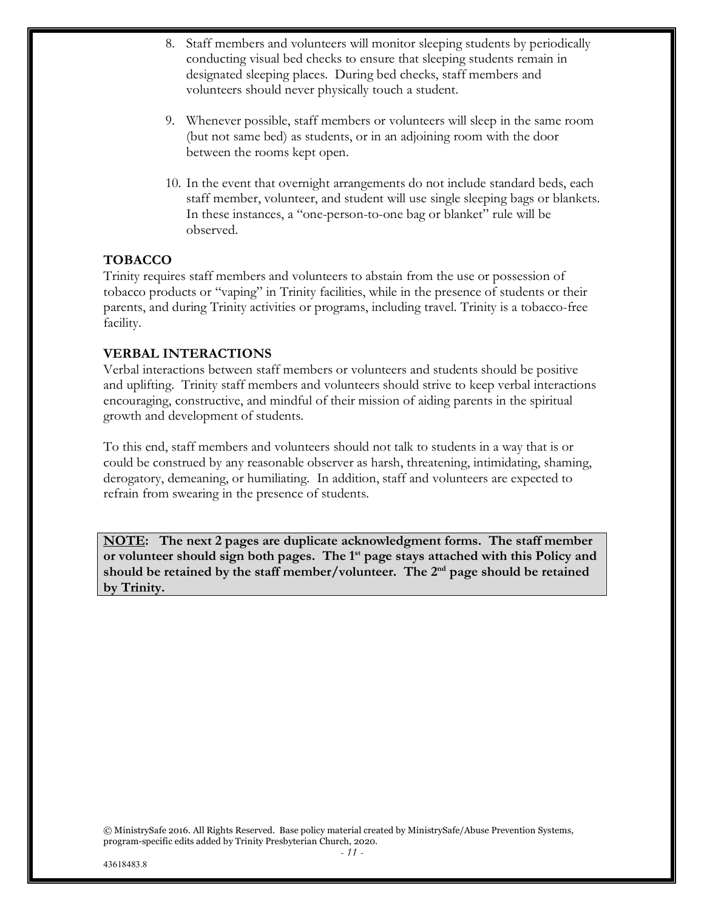8. Staff members and volunteers will monitor sleeping students by periodically conducting visual bed checks to ensure that sleeping students remain in designated sleeping places. During bed checks, staff members and volunteers should never physically touch a student.

9. Whenever possible, staff members or volunteers will sleep in the same room (but not same bed) as students, or in an adjoining room with the door between the rooms kept open.

10. In the event that overnight arrangements do not include standard beds, each staff member, volunteer, and student will use single sleeping bags or blankets. In these instances, a "one-person-to-one bag or blanket" rule will be observed.

**TOBACCO**

Trinity requires staff members and volunteers to abstain from the use or possession of tobacco products or "vaping" in Trinity facilities, while in the presence of students or their parents, and during Trinity activities or programs, including travel. Trinity is a tobacco-free facility.

**VERBAL INTERACTIONS**

Verbal interactions between staff members or volunteers and students should be positive and uplifting. Trinity staff members and volunteers should strive to keep verbal interactions encouraging, constructive, and mindful of their mission of aiding parents in the spiritual growth and development of students.

To this end, staff members and volunteers should not talk to students in a way that is or could be construed by any reasonable observer as harsh, threatening, intimidating, shaming, derogatory, demeaning, or humiliating. In addition, staff and volunteers are expected to refrain from swearing in the presence of students.

**NOTE: The next 2 pages are duplicate acknowledgment forms. The staff member or volunteer should sign both pages. The 1st page stays attached with this Policy and should be retained by the staff member/volunteer. The 2nd page should be retained by Trinity.**

© MinistrySafe 2016. All Rights Reserved. Base policy material created by MinistrySafe/Abuse Prevention Systems, program-specific edits added by Trinity Presbyterian Church, 2020.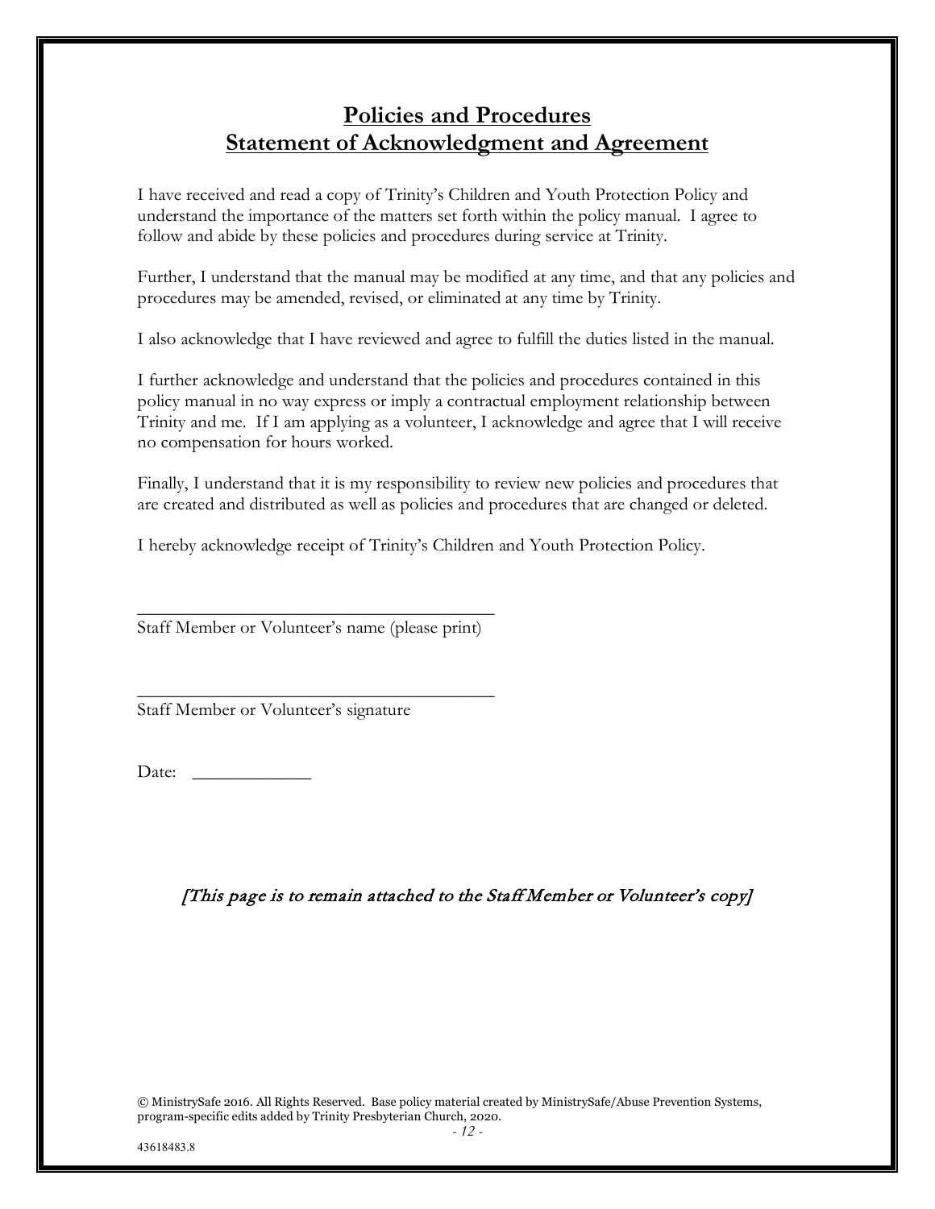# Policies and Procedures
# Statement of Acknowledgment and Agreement

I have received and read a copy of Trinity's Children and Youth Protection Policy and understand the importance of the matters set forth within the policy manual. I agree to follow and abide by these policies and procedures during service at Trinity.

Further, I understand that the manual may be modified at any time, and that any policies and procedures may be amended, revised, or eliminated at any time by Trinity.

I also acknowledge that I have reviewed and agree to fulfill the duties listed in the manual.

I further acknowledge and understand that the policies and procedures contained in this policy manual in no way express or imply a contractual employment relationship between Trinity and me. If I am applying as a volunteer, I acknowledge and agree that I will receive no compensation for hours worked.

Finally, I understand that it is my responsibility to review new policies and procedures that are created and distributed as well as policies and procedures that are changed or deleted.

I hereby acknowledge receipt of Trinity's Children and Youth Protection Policy.

_______________________________________
Staff Member or Volunteer's name (please print)

_______________________________________
Staff Member or Volunteer's signature

Date: ____________

*[This page is to remain attached to the Staff Member or Volunteer's copy]*

© MinistrySafe 2016. All Rights Reserved. Base policy material created by MinistrySafe/Abuse Prevention Systems, program-specific edits added by Trinity Presbyterian Church, 2020.

43618483.8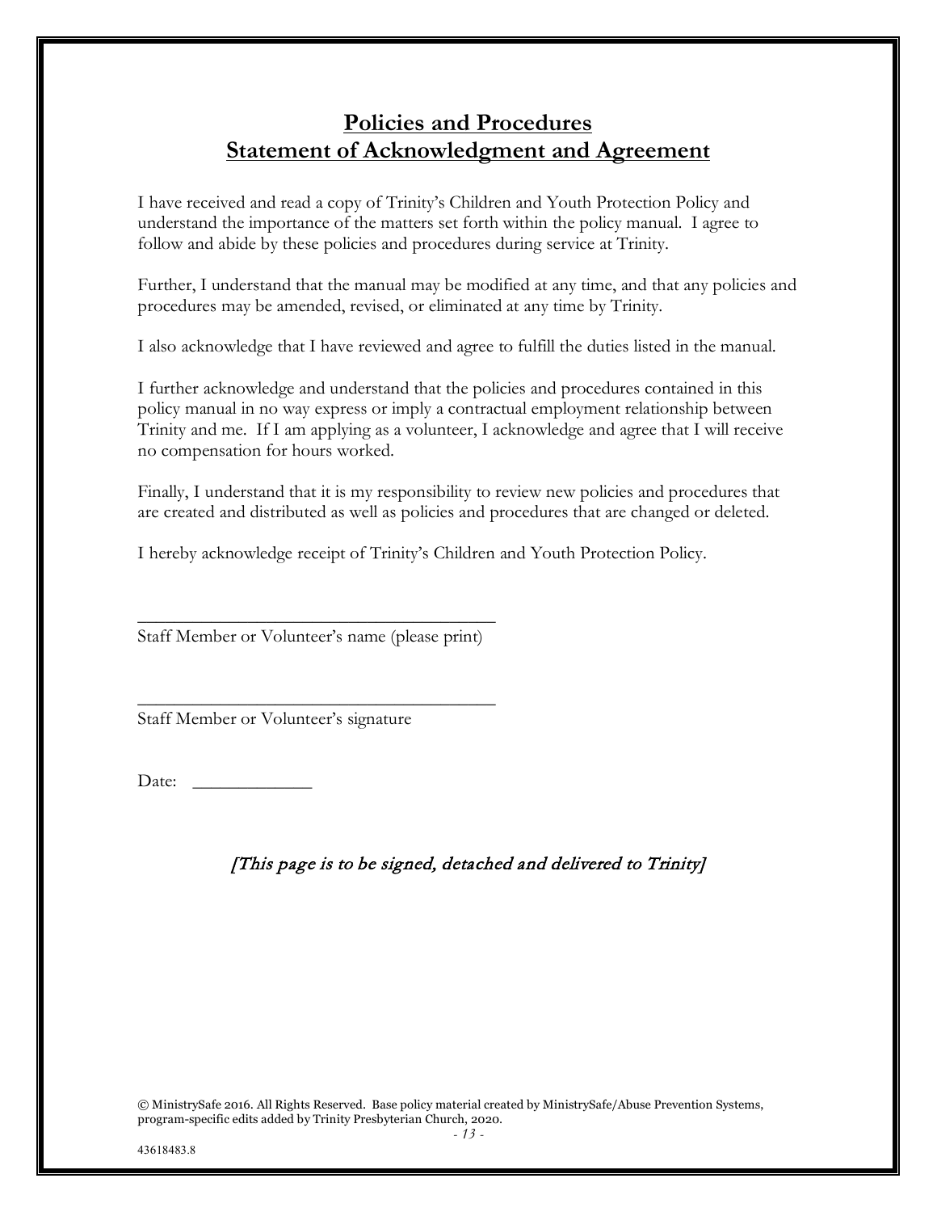# Policies and Procedures
# Statement of Acknowledgment and Agreement

I have received and read a copy of Trinity's Children and Youth Protection Policy and understand the importance of the matters set forth within the policy manual. I agree to follow and abide by these policies and procedures during service at Trinity.

Further, I understand that the manual may be modified at any time, and that any policies and procedures may be amended, revised, or eliminated at any time by Trinity.

I also acknowledge that I have reviewed and agree to fulfill the duties listed in the manual.

I further acknowledge and understand that the policies and procedures contained in this policy manual in no way express or imply a contractual employment relationship between Trinity and me. If I am applying as a volunteer, I acknowledge and agree that I will receive no compensation for hours worked.

Finally, I understand that it is my responsibility to review new policies and procedures that are created and distributed as well as policies and procedures that are changed or deleted.

I hereby acknowledge receipt of Trinity's Children and Youth Protection Policy.

_______________________________________
Staff Member or Volunteer's name (please print)

_______________________________________
Staff Member or Volunteer's signature

Date: ____________

*[This page is to be signed, detached and delivered to Trinity]*

© MinistrySafe 2016. All Rights Reserved. Base policy material created by MinistrySafe/Abuse Prevention Systems, program-specific edits added by Trinity Presbyterian Church, 2020.

43618483.8